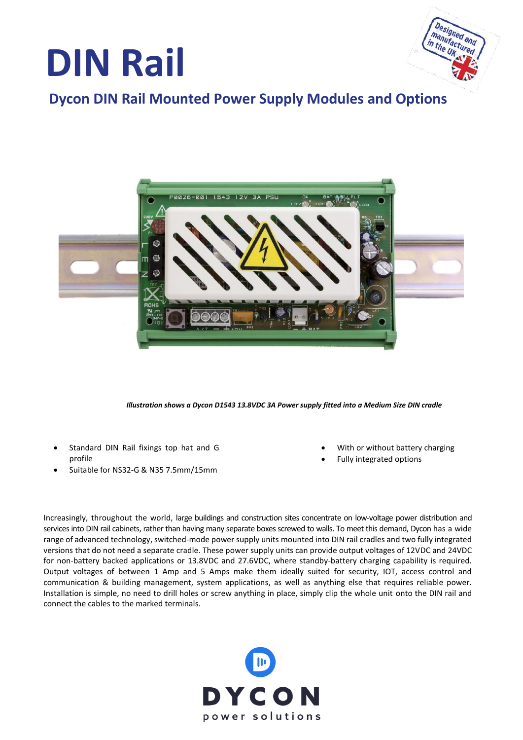# DIN Rail

## Dycon DIN Rail Mounted Power Supply Modules and Options

*Illustration shows a Dycon D1543 13.8VDC 3A Power supply fitted into a Medium Size DIN cradle*

- Standard DIN Rail fixings top hat and G profile
- Suitable for NS32-G & N35 7.5mm/15mm
- With or without battery charging
- Fully integrated options

Increasingly, throughout the world, large buildings and construction sites concentrate on low-voltage power distribution and services into DIN rail cabinets, rather than having many separate boxes screwed to walls. To meet this demand, Dycon has a wide range of advanced technology, switched-mode power supply units mounted into DIN rail cradles and two fully integrated versions that do not need a separate cradle. These power supply units can provide output voltages of 12VDC and 24VDC for non-battery backed applications or 13.8VDC and 27.6VDC, where standby-battery charging capability is required. Output voltages of between 1 Amp and 5 Amps make them ideally suited for security, IOT, access control and communication & building management, system applications, as well as anything else that requires reliable power. Installation is simple, no need to drill holes or screw anything in place, simply clip the whole unit onto the DIN rail and connect the cables to the marked terminals.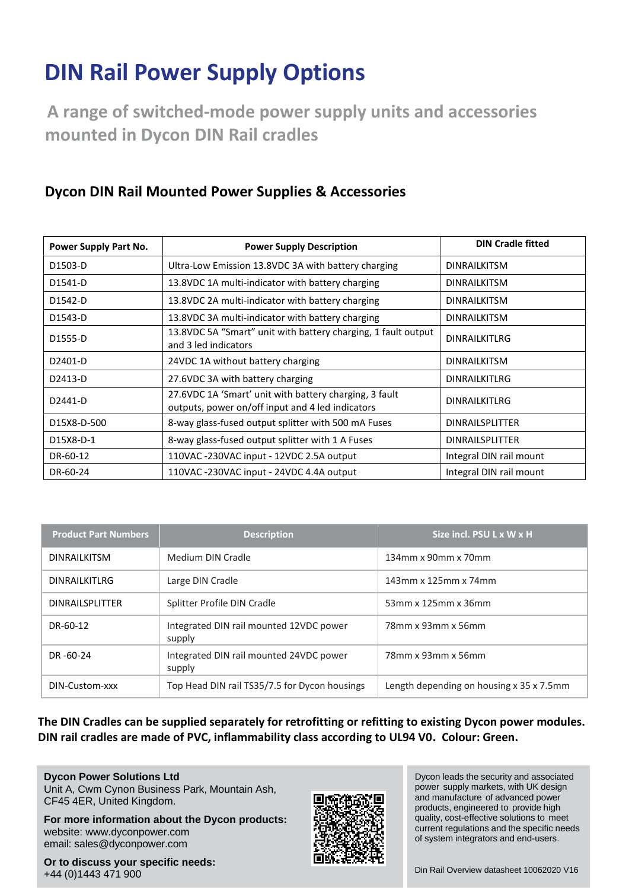# DIN Rail Power Supply Options

## A range of switched-mode power supply units and accessories mounted in Dycon DIN Rail cradles

### Dycon DIN Rail Mounted Power Supplies & Accessories

| Power Supply Part No. | Power Supply Description | DIN Cradle fitted |
|---|---|---|
| D1503-D | Ultra-Low Emission 13.8VDC 3A with battery charging | DINRAILKITSM |
| D1541-D | 13.8VDC 1A multi-indicator with battery charging | DINRAILKITSM |
| D1542-D | 13.8VDC 2A multi-indicator with battery charging | DINRAILKITSM |
| D1543-D | 13.8VDC 3A multi-indicator with battery charging | DINRAILKITSM |
| D1555-D | 13.8VDC 5A "Smart" unit with battery charging, 1 fault output and 3 led indicators | DINRAILKITLRG |
| D2401-D | 24VDC 1A without battery charging | DINRAILKITSM |
| D2413-D | 27.6VDC 3A with battery charging | DINRAILKITLRG |
| D2441-D | 27.6VDC 1A 'Smart' unit with battery charging, 3 fault outputs, power on/off input and 4 led indicators | DINRAILKITLRG |
| D15X8-D-500 | 8-way glass-fused output splitter with 500 mA Fuses | DINRAILSPLITTER |
| D15X8-D-1 | 8-way glass-fused output splitter with 1 A Fuses | DINRAILSPLITTER |
| DR-60-12 | 110VAC -230VAC input - 12VDC 2.5A output | Integral DIN rail mount |
| DR-60-24 | 110VAC -230VAC input - 24VDC 4.4A output | Integral DIN rail mount |

| Product Part Numbers | Description | Size incl. PSU L x W x H |
|---|---|---|
| DINRAILKITSM | Medium DIN Cradle | 134mm x 90mm x 70mm |
| DINRAILKITLRG | Large DIN Cradle | 143mm x 125mm x 74mm |
| DINRAILSPLITTER | Splitter Profile DIN Cradle | 53mm x 125mm x 36mm |
| DR-60-12 | Integrated DIN rail mounted 12VDC power supply | 78mm x 93mm x 56mm |
| DR -60-24 | Integrated DIN rail mounted 24VDC power supply | 78mm x 93mm x 56mm |
| DIN-Custom-xxx | Top Head DIN rail TS35/7.5 for Dycon housings | Length depending on housing x 35 x 7.5mm |

**The DIN Cradles can be supplied separately for retrofitting or refitting to existing Dycon power modules. DIN rail cradles are made of PVC, inflammability class according to UL94 V0. Colour: Green.**

**Dycon Power Solutions Ltd**
Unit A, Cwm Cynon Business Park, Mountain Ash, CF45 4ER, United Kingdom.

**For more information about the Dycon products:**
website: www.dyconpower.com
email: sales@dyconpower.com

**Or to discuss your specific needs:**
+44 (0)1443 471 900

Dycon leads the security and associated power supply markets, with UK design and manufacture of advanced power products, engineered to provide high quality, cost-effective solutions to meet current regulations and the specific needs of system integrators and end-users.

Din Rail Overview datasheet 10062020 V16